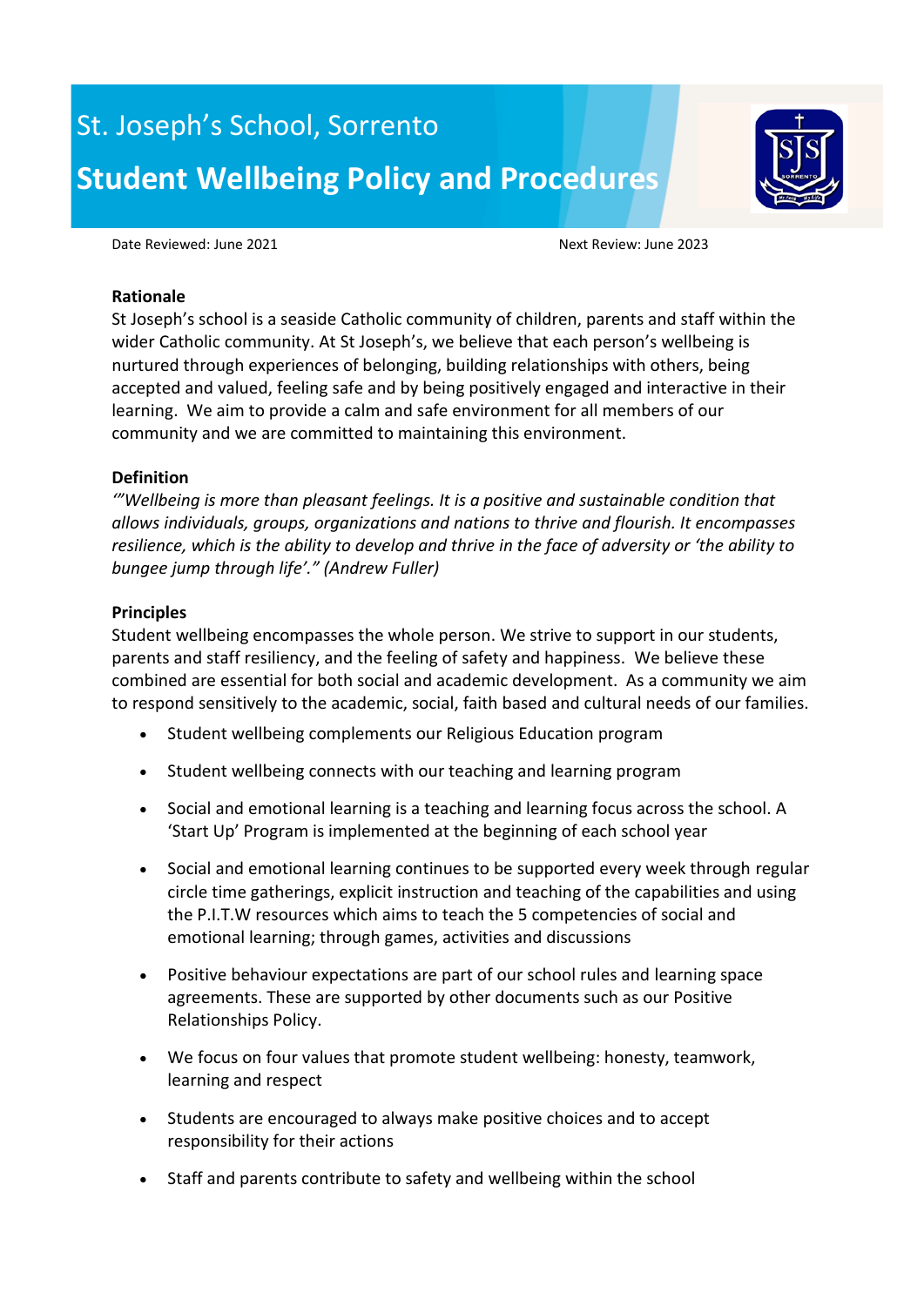St. Joseph's School, Sorrento

# Student Wellbeing Policy and Procedures

Date Reviewed: June 2021 Next Review: June 2023

**Rationale**

St Joseph's school is a seaside Catholic community of children, parents and staff within the wider Catholic community. At St Joseph's, we believe that each person's wellbeing is nurtured through experiences of belonging, building relationships with others, being accepted and valued, feeling safe and by being positively engaged and interactive in their learning. We aim to provide a calm and safe environment for all members of our community and we are committed to maintaining this environment.

**Definition**

*'"Wellbeing is more than pleasant feelings. It is a positive and sustainable condition that allows individuals, groups, organizations and nations to thrive and flourish. It encompasses resilience, which is the ability to develop and thrive in the face of adversity or 'the ability to bungee jump through life'." (Andrew Fuller)*

**Principles**

Student wellbeing encompasses the whole person. We strive to support in our students, parents and staff resiliency, and the feeling of safety and happiness. We believe these combined are essential for both social and academic development. As a community we aim to respond sensitively to the academic, social, faith based and cultural needs of our families.

- Student wellbeing complements our Religious Education program
- Student wellbeing connects with our teaching and learning program
- Social and emotional learning is a teaching and learning focus across the school. A 'Start Up' Program is implemented at the beginning of each school year
- Social and emotional learning continues to be supported every week through regular circle time gatherings, explicit instruction and teaching of the capabilities and using the P.I.T.W resources which aims to teach the 5 competencies of social and emotional learning; through games, activities and discussions
- Positive behaviour expectations are part of our school rules and learning space agreements. These are supported by other documents such as our Positive Relationships Policy.
- We focus on four values that promote student wellbeing: honesty, teamwork, learning and respect
- Students are encouraged to always make positive choices and to accept responsibility for their actions
- Staff and parents contribute to safety and wellbeing within the school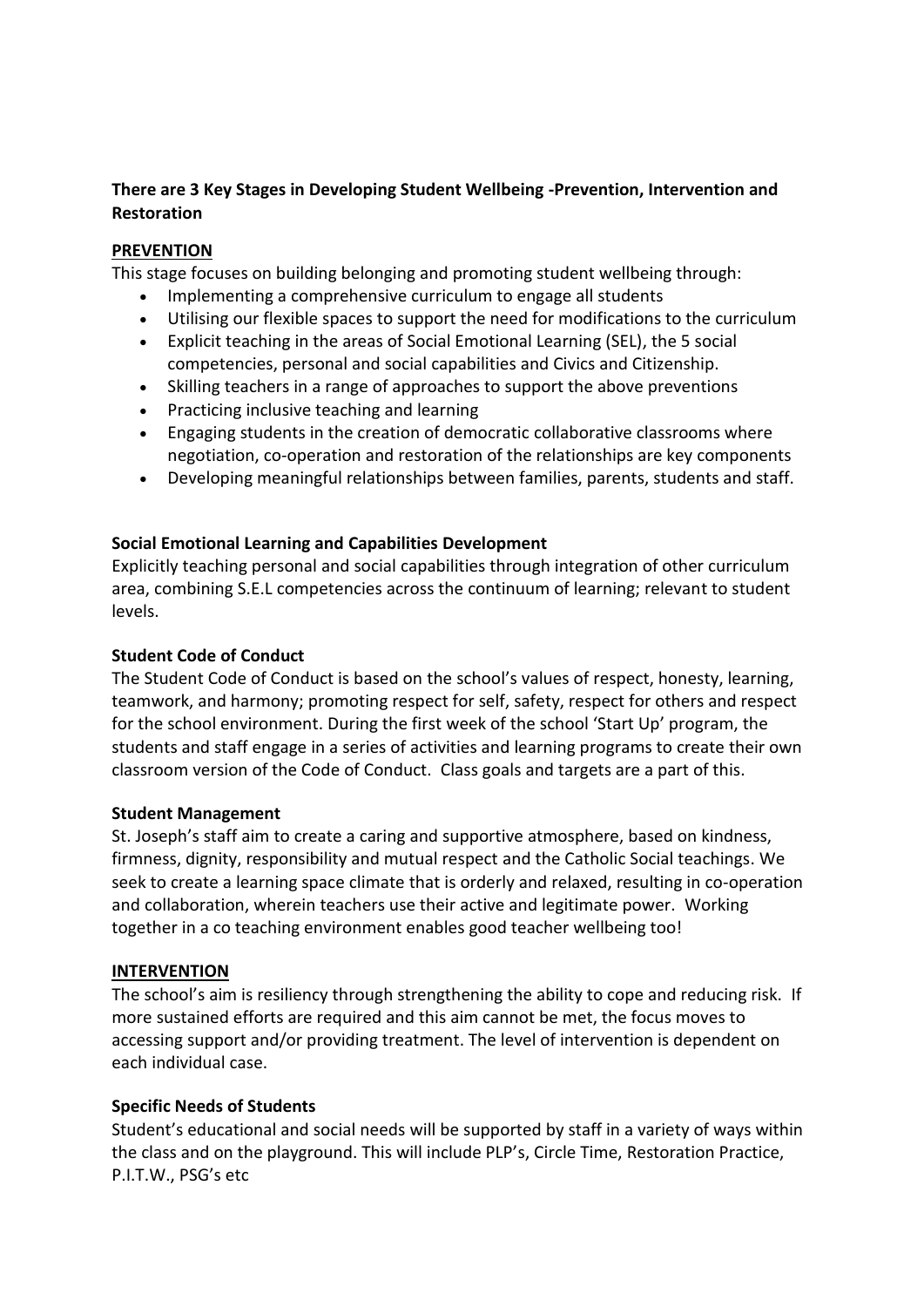**There are 3 Key Stages in Developing Student Wellbeing -Prevention, Intervention and Restoration**

**PREVENTION**

This stage focuses on building belonging and promoting student wellbeing through:

- Implementing a comprehensive curriculum to engage all students
- Utilising our flexible spaces to support the need for modifications to the curriculum
- Explicit teaching in the areas of Social Emotional Learning (SEL), the 5 social competencies, personal and social capabilities and Civics and Citizenship.
- Skilling teachers in a range of approaches to support the above preventions
- Practicing inclusive teaching and learning
- Engaging students in the creation of democratic collaborative classrooms where negotiation, co-operation and restoration of the relationships are key components
- Developing meaningful relationships between families, parents, students and staff.

**Social Emotional Learning and Capabilities Development**

Explicitly teaching personal and social capabilities through integration of other curriculum area, combining S.E.L competencies across the continuum of learning; relevant to student levels.

**Student Code of Conduct**

The Student Code of Conduct is based on the school's values of respect, honesty, learning, teamwork, and harmony; promoting respect for self, safety, respect for others and respect for the school environment. During the first week of the school 'Start Up' program, the students and staff engage in a series of activities and learning programs to create their own classroom version of the Code of Conduct. Class goals and targets are a part of this.

**Student Management**

St. Joseph's staff aim to create a caring and supportive atmosphere, based on kindness, firmness, dignity, responsibility and mutual respect and the Catholic Social teachings. We seek to create a learning space climate that is orderly and relaxed, resulting in co-operation and collaboration, wherein teachers use their active and legitimate power. Working together in a co teaching environment enables good teacher wellbeing too!

**INTERVENTION**

The school's aim is resiliency through strengthening the ability to cope and reducing risk. If more sustained efforts are required and this aim cannot be met, the focus moves to accessing support and/or providing treatment. The level of intervention is dependent on each individual case.

**Specific Needs of Students**

Student's educational and social needs will be supported by staff in a variety of ways within the class and on the playground. This will include PLP's, Circle Time, Restoration Practice, P.I.T.W., PSG's etc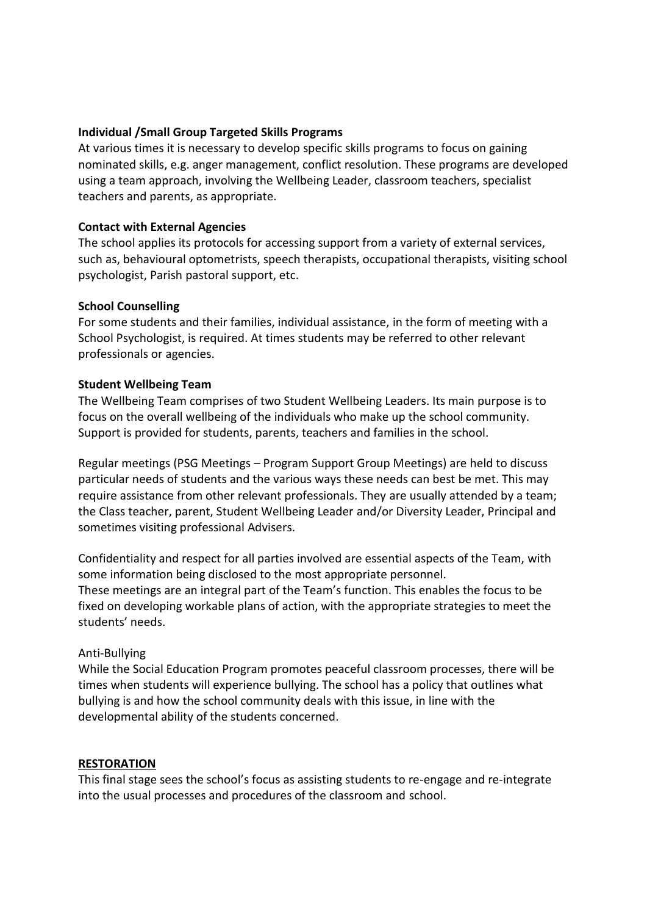**Individual /Small Group Targeted Skills Programs**

At various times it is necessary to develop specific skills programs to focus on gaining nominated skills, e.g. anger management, conflict resolution. These programs are developed using a team approach, involving the Wellbeing Leader, classroom teachers, specialist teachers and parents, as appropriate.

**Contact with External Agencies**

The school applies its protocols for accessing support from a variety of external services, such as, behavioural optometrists, speech therapists, occupational therapists, visiting school psychologist, Parish pastoral support, etc.

**School Counselling**

For some students and their families, individual assistance, in the form of meeting with a School Psychologist, is required. At times students may be referred to other relevant professionals or agencies.

**Student Wellbeing Team**

The Wellbeing Team comprises of two Student Wellbeing Leaders. Its main purpose is to focus on the overall wellbeing of the individuals who make up the school community. Support is provided for students, parents, teachers and families in the school.

Regular meetings (PSG Meetings – Program Support Group Meetings) are held to discuss particular needs of students and the various ways these needs can best be met. This may require assistance from other relevant professionals. They are usually attended by a team; the Class teacher, parent, Student Wellbeing Leader and/or Diversity Leader, Principal and sometimes visiting professional Advisers.

Confidentiality and respect for all parties involved are essential aspects of the Team, with some information being disclosed to the most appropriate personnel.
These meetings are an integral part of the Team's function. This enables the focus to be fixed on developing workable plans of action, with the appropriate strategies to meet the students' needs.

Anti-Bullying

While the Social Education Program promotes peaceful classroom processes, there will be times when students will experience bullying. The school has a policy that outlines what bullying is and how the school community deals with this issue, in line with the developmental ability of the students concerned.

**RESTORATION**

This final stage sees the school's focus as assisting students to re-engage and re-integrate into the usual processes and procedures of the classroom and school.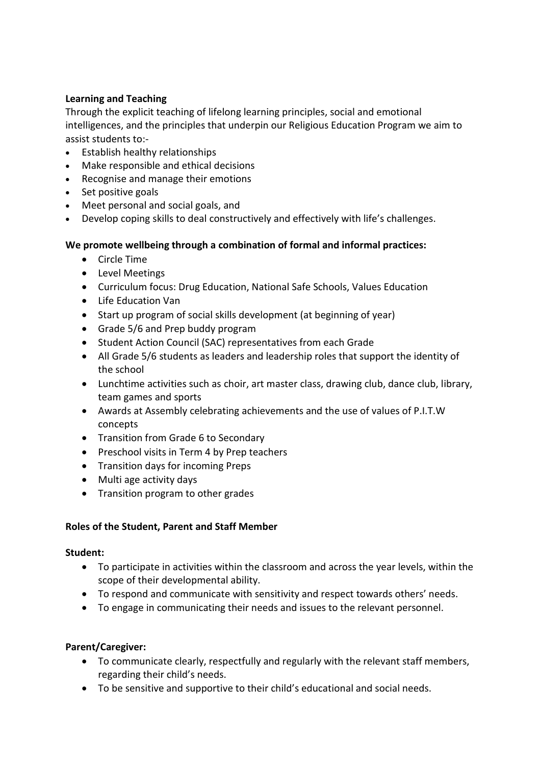**Learning and Teaching**

Through the explicit teaching of lifelong learning principles, social and emotional intelligences, and the principles that underpin our Religious Education Program we aim to assist students to:-

- Establish healthy relationships
- Make responsible and ethical decisions
- Recognise and manage their emotions
- Set positive goals
- Meet personal and social goals, and
- Develop coping skills to deal constructively and effectively with life's challenges.

**We promote wellbeing through a combination of formal and informal practices:**

- Circle Time
- Level Meetings
- Curriculum focus: Drug Education, National Safe Schools, Values Education
- Life Education Van
- Start up program of social skills development (at beginning of year)
- Grade 5/6 and Prep buddy program
- Student Action Council (SAC) representatives from each Grade
- All Grade 5/6 students as leaders and leadership roles that support the identity of the school
- Lunchtime activities such as choir, art master class, drawing club, dance club, library, team games and sports
- Awards at Assembly celebrating achievements and the use of values of P.I.T.W concepts
- Transition from Grade 6 to Secondary
- Preschool visits in Term 4 by Prep teachers
- Transition days for incoming Preps
- Multi age activity days
- Transition program to other grades

**Roles of the Student, Parent and Staff Member**

**Student:**

- To participate in activities within the classroom and across the year levels, within the scope of their developmental ability.
- To respond and communicate with sensitivity and respect towards others' needs.
- To engage in communicating their needs and issues to the relevant personnel.

**Parent/Caregiver:**

- To communicate clearly, respectfully and regularly with the relevant staff members, regarding their child's needs.
- To be sensitive and supportive to their child's educational and social needs.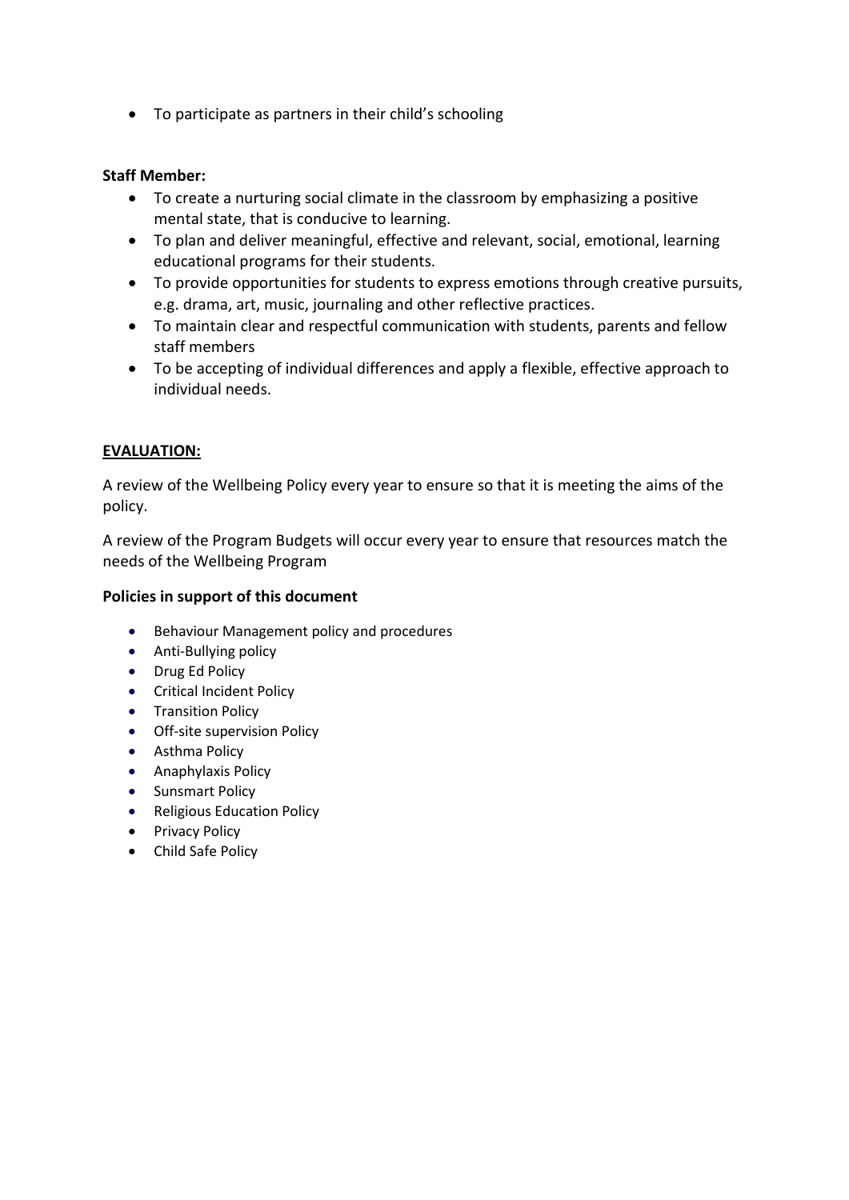- To participate as partners in their child's schooling

**Staff Member:**

- To create a nurturing social climate in the classroom by emphasizing a positive mental state, that is conducive to learning.
- To plan and deliver meaningful, effective and relevant, social, emotional, learning educational programs for their students.
- To provide opportunities for students to express emotions through creative pursuits, e.g. drama, art, music, journaling and other reflective practices.
- To maintain clear and respectful communication with students, parents and fellow staff members
- To be accepting of individual differences and apply a flexible, effective approach to individual needs.

**EVALUATION:**

A review of the Wellbeing Policy every year to ensure so that it is meeting the aims of the policy.

A review of the Program Budgets will occur every year to ensure that resources match the needs of the Wellbeing Program

**Policies in support of this document**

- Behaviour Management policy and procedures
- Anti-Bullying policy
- Drug Ed Policy
- Critical Incident Policy
- Transition Policy
- Off-site supervision Policy
- Asthma Policy
- Anaphylaxis Policy
- Sunsmart Policy
- Religious Education Policy
- Privacy Policy
- Child Safe Policy